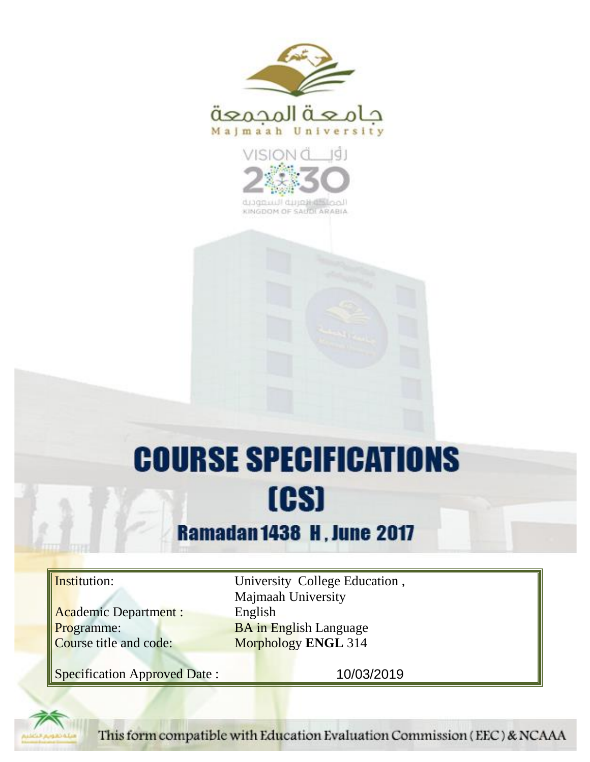جامعة المجمعة
Majmaah University

VISION 2030 رؤية
المملكة العربية السعودية
KINGDOM OF SAUDI ARABIA

# COURSE SPECIFICATIONS (CS)

## Ramadan 1438 H, June 2017

| | |
|---|---|
| Institution: | University College Education, Majmaah University |
| Academic Department : | English |
| Programme: | BA in English Language |
| Course title and code: | Morphology **ENGL** 314 |
| Specification Approved Date : | 10/03/2019 |

This form compatible with Education Evaluation Commission (EEC) & NCAAA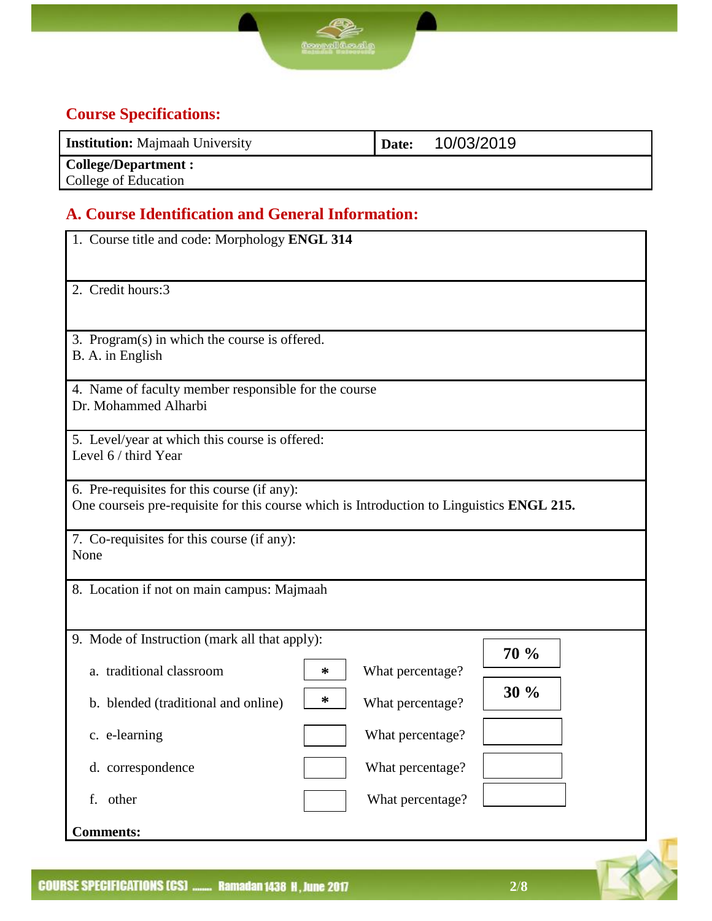## Course Specifications:

| **Institution:** Majmaah University | **Date:** 10/03/2019 |
|---|---|
| **College/Department :** College of Education | |

## A. Course Identification and General Information:

1. Course title and code: Morphology **ENGL 314**

2. Credit hours:3

3. Program(s) in which the course is offered.
B. A. in English

4. Name of faculty member responsible for the course
Dr. Mohammed Alharbi

5. Level/year at which this course is offered:
Level 6 / third Year

6. Pre-requisites for this course (if any):
One courseis pre-requisite for this course which is Introduction to Linguistics **ENGL 215.**

7. Co-requisites for this course (if any):
None

8. Location if not on main campus: Majmaah

9. Mode of Instruction (mark all that apply):

| Mode | Mark | | Percentage |
|---|---|---|---|
| a. traditional classroom | * | What percentage? | **70 %** |
| b. blended (traditional and online) | * | What percentage? | **30 %** |
| c. e-learning | | What percentage? | |
| d. correspondence | | What percentage? | |
| f. other | | What percentage? | |

**Comments:**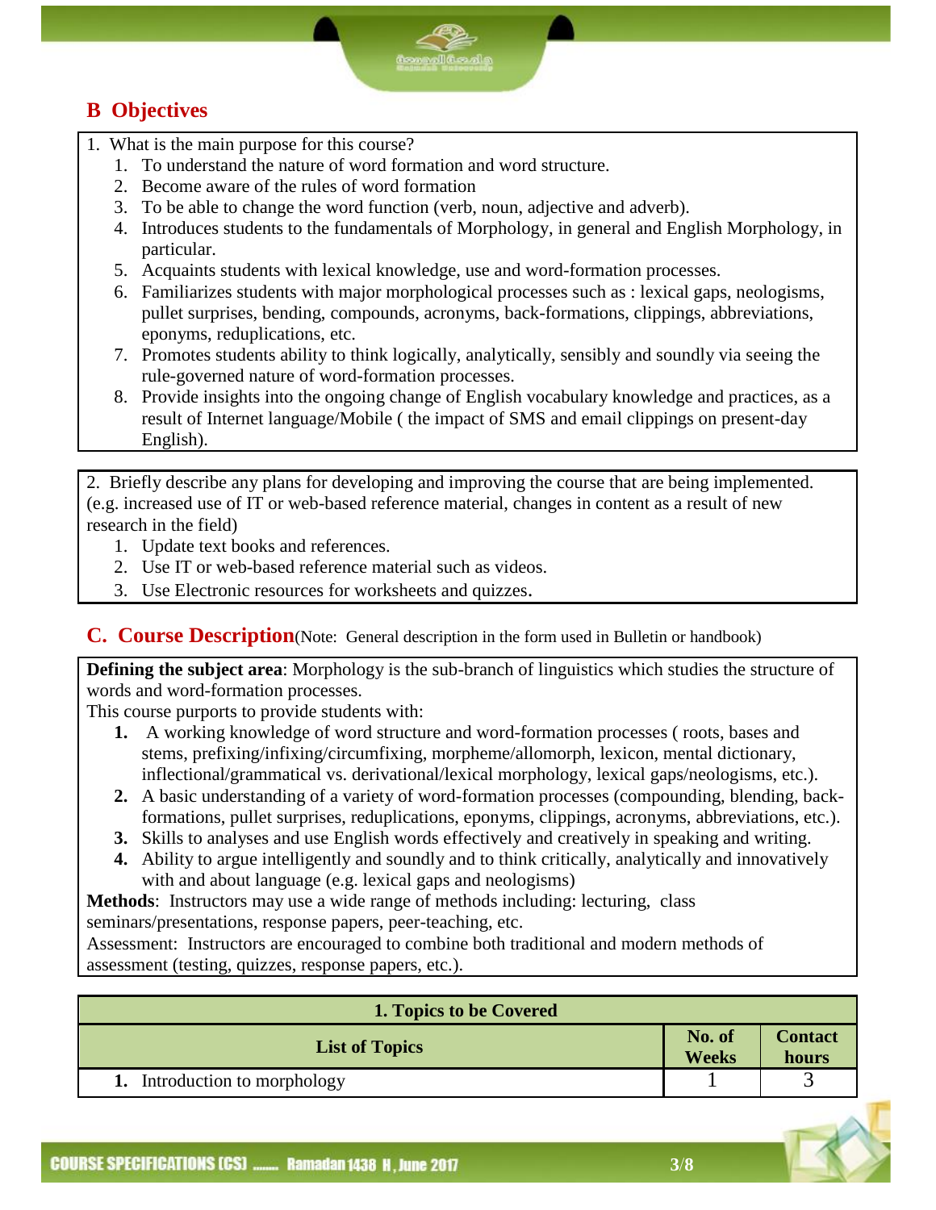## B Objectives

1. What is the main purpose for this course?
   1. To understand the nature of word formation and word structure.
   2. Become aware of the rules of word formation
   3. To be able to change the word function (verb, noun, adjective and adverb).
   4. Introduces students to the fundamentals of Morphology, in general and English Morphology, in particular.
   5. Acquaints students with lexical knowledge, use and word-formation processes.
   6. Familiarizes students with major morphological processes such as : lexical gaps, neologisms, pullet surprises, bending, compounds, acronyms, back-formations, clippings, abbreviations, eponyms, reduplications, etc.
   7. Promotes students ability to think logically, analytically, sensibly and soundly via seeing the rule-governed nature of word-formation processes.
   8. Provide insights into the ongoing change of English vocabulary knowledge and practices, as a result of Internet language/Mobile ( the impact of SMS and email clippings on present-day English).

2. Briefly describe any plans for developing and improving the course that are being implemented. (e.g. increased use of IT or web-based reference material, changes in content as a result of new research in the field)
   1. Update text books and references.
   2. Use IT or web-based reference material such as videos.
   3. Use Electronic resources for worksheets and quizzes.

## C. Course Description(Note: General description in the form used in Bulletin or handbook)

**Defining the subject area**: Morphology is the sub-branch of linguistics which studies the structure of words and word-formation processes.

This course purports to provide students with:

1. A working knowledge of word structure and word-formation processes ( roots, bases and stems, prefixing/infixing/circumfixing, morpheme/allomorph, lexicon, mental dictionary, inflectional/grammatical vs. derivational/lexical morphology, lexical gaps/neologisms, etc.).
2. A basic understanding of a variety of word-formation processes (compounding, blending, back-formations, pullet surprises, reduplications, eponyms, clippings, acronyms, abbreviations, etc.).
3. Skills to analyses and use English words effectively and creatively in speaking and writing.
4. Ability to argue intelligently and soundly and to think critically, analytically and innovatively with and about language (e.g. lexical gaps and neologisms)

**Methods**: Instructors may use a wide range of methods including: lecturing, class seminars/presentations, response papers, peer-teaching, etc.

Assessment: Instructors are encouraged to combine both traditional and modern methods of assessment (testing, quizzes, response papers, etc.).

| 1. Topics to be Covered | | |
|---|---|---|
| **List of Topics** | **No. of Weeks** | **Contact hours** |
| **1.** Introduction to morphology | 1 | 3 |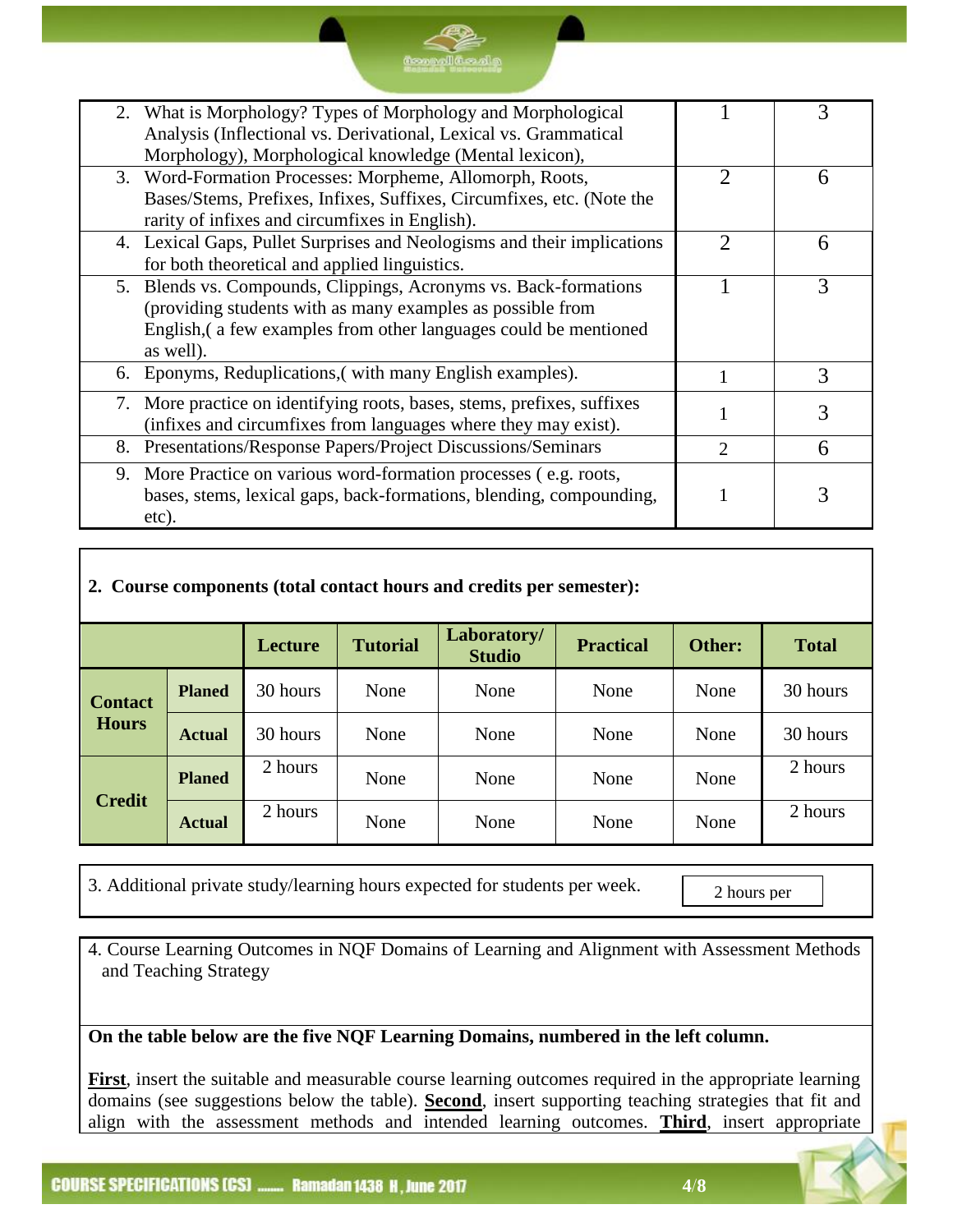| | | |
|---|---|---|
| 2. What is Morphology? Types of Morphology and Morphological Analysis (Inflectional vs. Derivational, Lexical vs. Grammatical Morphology), Morphological knowledge (Mental lexicon), | 1 | 3 |
| 3. Word-Formation Processes: Morpheme, Allomorph, Roots, Bases/Stems, Prefixes, Infixes, Suffixes, Circumfixes, etc. (Note the rarity of infixes and circumfixes in English). | 2 | 6 |
| 4. Lexical Gaps, Pullet Surprises and Neologisms and their implications for both theoretical and applied linguistics. | 2 | 6 |
| 5. Blends vs. Compounds, Clippings, Acronyms vs. Back-formations (providing students with as many examples as possible from English,( a few examples from other languages could be mentioned as well). | 1 | 3 |
| 6. Eponyms, Reduplications,( with many English examples). | 1 | 3 |
| 7. More practice on identifying roots, bases, stems, prefixes, suffixes (infixes and circumfixes from languages where they may exist). | 1 | 3 |
| 8. Presentations/Response Papers/Project Discussions/Seminars | 2 | 6 |
| 9. More Practice on various word-formation processes ( e.g. roots, bases, stems, lexical gaps, back-formations, blending, compounding, etc). | 1 | 3 |

**2. Course components (total contact hours and credits per semester):**

| | | Lecture | Tutorial | Laboratory/ Studio | Practical | Other: | Total |
|---|---|---|---|---|---|---|---|
| **Contact Hours** | **Planed** | 30 hours | None | None | None | None | 30 hours |
| | **Actual** | 30 hours | None | None | None | None | 30 hours |
| **Credit** | **Planed** | 2 hours | None | None | None | None | 2 hours |
| | **Actual** | 2 hours | None | None | None | None | 2 hours |

3. Additional private study/learning hours expected for students per week. | 2 hours per

4. Course Learning Outcomes in NQF Domains of Learning and Alignment with Assessment Methods and Teaching Strategy

**On the table below are the five NQF Learning Domains, numbered in the left column.**

**First**, insert the suitable and measurable course learning outcomes required in the appropriate learning domains (see suggestions below the table). **Second**, insert supporting teaching strategies that fit and align with the assessment methods and intended learning outcomes. **Third**, insert appropriate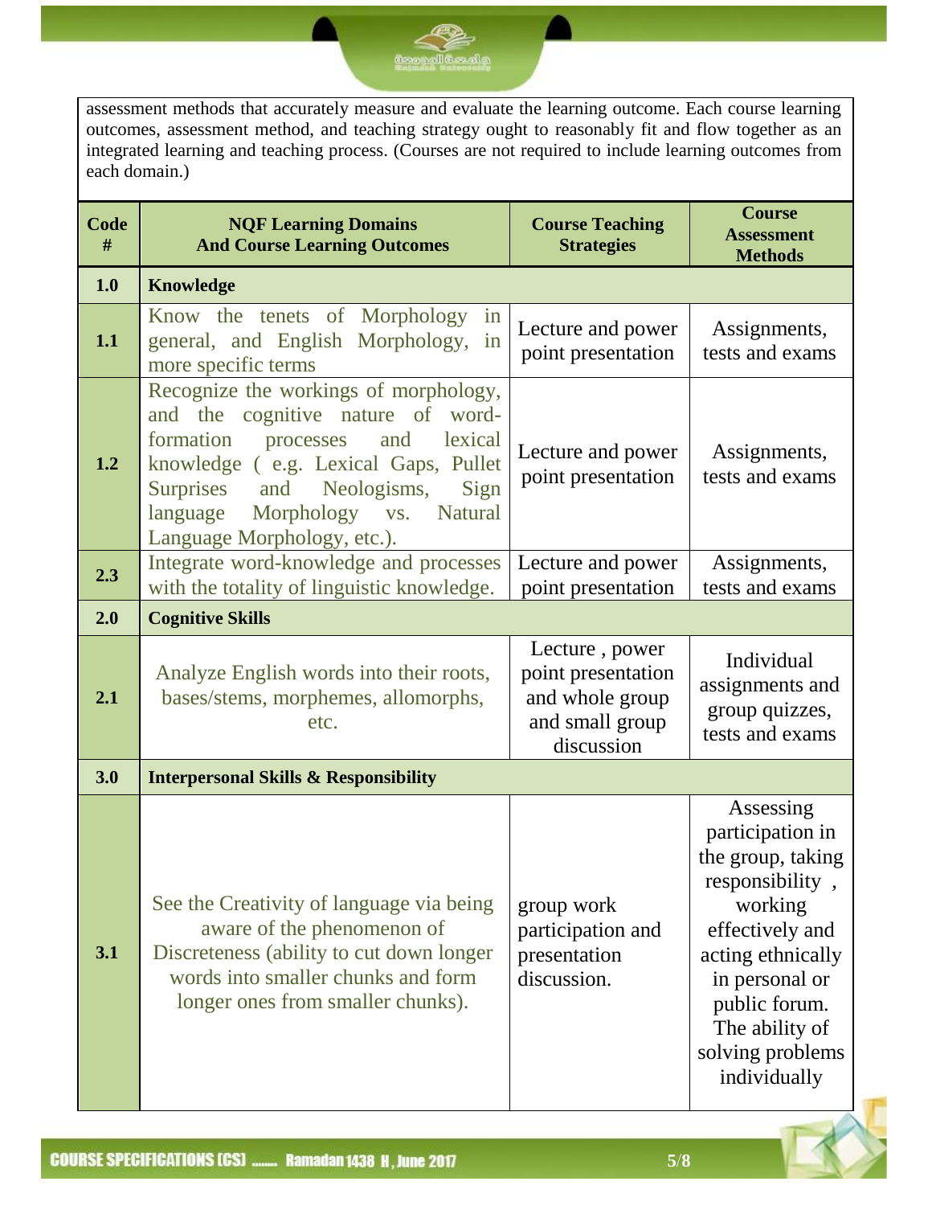assessment methods that accurately measure and evaluate the learning outcome. Each course learning outcomes, assessment method, and teaching strategy ought to reasonably fit and flow together as an integrated learning and teaching process. (Courses are not required to include learning outcomes from each domain.)

| Code # | NQF Learning Domains And Course Learning Outcomes | Course Teaching Strategies | Course Assessment Methods |
|---|---|---|---|
| **1.0** | **Knowledge** | | |
| **1.1** | Know the tenets of Morphology in general, and English Morphology, in more specific terms | Lecture and power point presentation | Assignments, tests and exams |
| **1.2** | Recognize the workings of morphology, and the cognitive nature of word-formation processes and lexical knowledge ( e.g. Lexical Gaps, Pullet Surprises and Neologisms, Sign language Morphology vs. Natural Language Morphology, etc.). | Lecture and power point presentation | Assignments, tests and exams |
| **2.3** | Integrate word-knowledge and processes with the totality of linguistic knowledge. | Lecture and power point presentation | Assignments, tests and exams |
| **2.0** | **Cognitive Skills** | | |
| **2.1** | Analyze English words into their roots, bases/stems, morphemes, allomorphs, etc. | Lecture , power point presentation and whole group and small group discussion | Individual assignments and group quizzes, tests and exams |
| **3.0** | **Interpersonal Skills & Responsibility** | | |
| **3.1** | See the Creativity of language via being aware of the phenomenon of Discreteness (ability to cut down longer words into smaller chunks and form longer ones from smaller chunks). | group work participation and presentation discussion. | Assessing participation in the group, taking responsibility , working effectively and acting ethnically in personal or public forum. The ability of solving problems individually |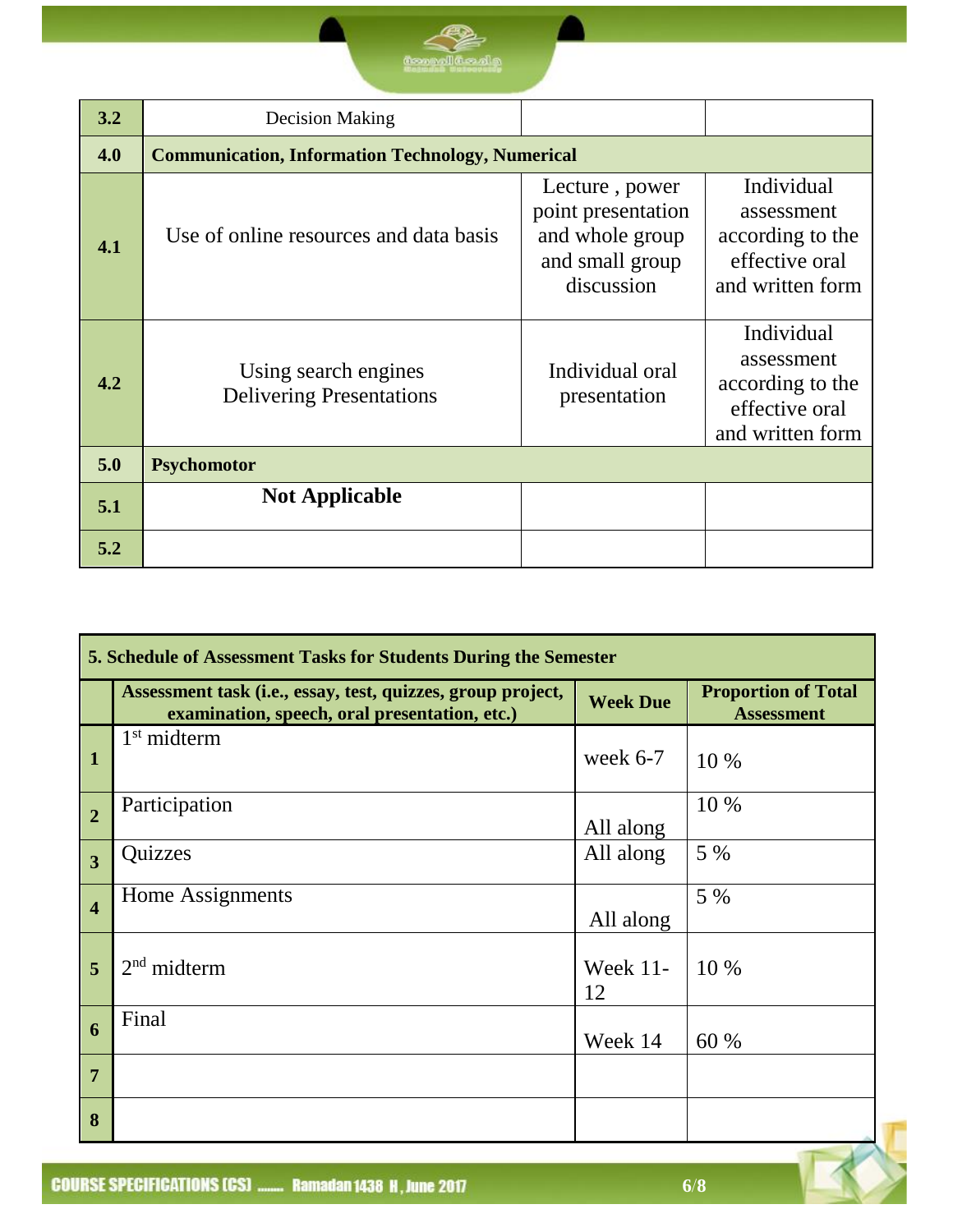| | | | |
|---|---|---|---|
| **3.2** | Decision Making | | |
| **4.0** | **Communication, Information Technology, Numerical** | | |
| **4.1** | Use of online resources and data basis | Lecture , power point presentation and whole group and small group discussion | Individual assessment according to the effective oral and written form |
| **4.2** | Using search engines<br>Delivering Presentations | Individual oral presentation | Individual assessment according to the effective oral and written form |
| **5.0** | **Psychomotor** | | |
| **5.1** | **Not Applicable** | | |
| **5.2** | | | |

| **5. Schedule of Assessment Tasks for Students During the Semester** | | | |
|---|---|---|---|
| | **Assessment task (i.e., essay, test, quizzes, group project, examination, speech, oral presentation, etc.)** | **Week Due** | **Proportion of Total Assessment** |
| **1** | 1st midterm | week 6-7 | 10 % |
| **2** | Participation | All along | 10 % |
| **3** | Quizzes | All along | 5 % |
| **4** | Home Assignments | All along | 5 % |
| **5** | 2nd midterm | Week 11-12 | 10 % |
| **6** | Final | Week 14 | 60 % |
| **7** | | | |
| **8** | | | |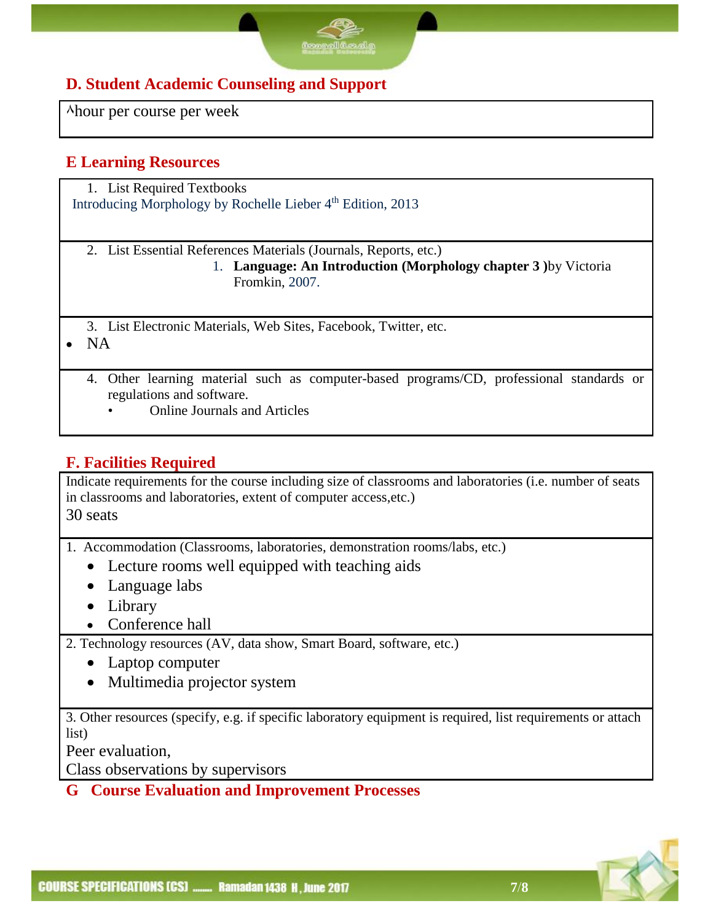## D. Student Academic Counseling and Support

١hour per course per week

## E Learning Resources

1. List Required Textbooks

Introducing Morphology by Rochelle Lieber 4th Edition, 2013

2. List Essential References Materials (Journals, Reports, etc.)
   1. **Language: An Introduction (Morphology chapter 3 )**by Victoria Fromkin, 2007.

3. List Electronic Materials, Web Sites, Facebook, Twitter, etc.

- NA

4. Other learning material such as computer-based programs/CD, professional standards or regulations and software.
   - Online Journals and Articles

## F. Facilities Required

Indicate requirements for the course including size of classrooms and laboratories (i.e. number of seats in classrooms and laboratories, extent of computer access,etc.)

30 seats

1. Accommodation (Classrooms, laboratories, demonstration rooms/labs, etc.)
   - Lecture rooms well equipped with teaching aids
   - Language labs
   - Library
   - Conference hall

2. Technology resources (AV, data show, Smart Board, software, etc.)
   - Laptop computer
   - Multimedia projector system

3. Other resources (specify, e.g. if specific laboratory equipment is required, list requirements or attach list)

Peer evaluation,

Class observations by supervisors

## G Course Evaluation and Improvement Processes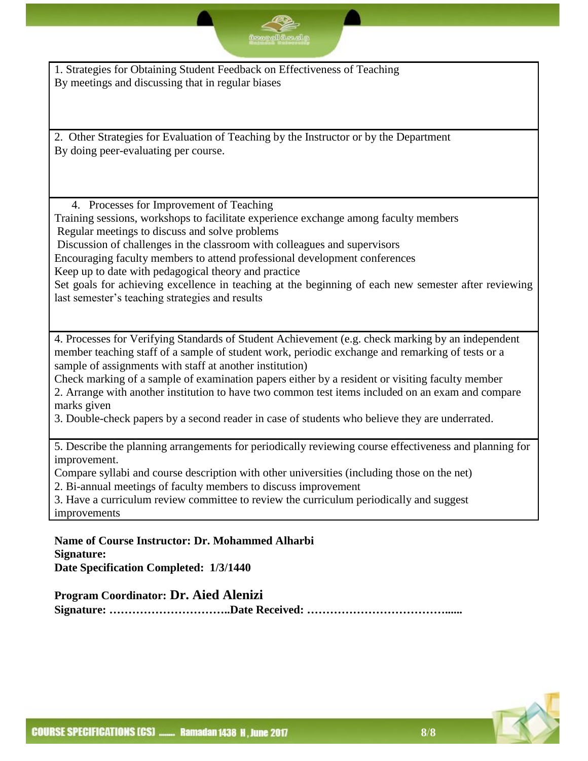1. Strategies for Obtaining Student Feedback on Effectiveness of Teaching

By meetings and discussing that in regular biases

2. Other Strategies for Evaluation of Teaching by the Instructor or by the Department

By doing peer-evaluating per course.

4. Processes for Improvement of Teaching

Training sessions, workshops to facilitate experience exchange among faculty members

Regular meetings to discuss and solve problems

Discussion of challenges in the classroom with colleagues and supervisors

Encouraging faculty members to attend professional development conferences

Keep up to date with pedagogical theory and practice

Set goals for achieving excellence in teaching at the beginning of each new semester after reviewing last semester's teaching strategies and results

4. Processes for Verifying Standards of Student Achievement (e.g. check marking by an independent member teaching staff of a sample of student work, periodic exchange and remarking of tests or a sample of assignments with staff at another institution)

Check marking of a sample of examination papers either by a resident or visiting faculty member

2. Arrange with another institution to have two common test items included on an exam and compare marks given

3. Double-check papers by a second reader in case of students who believe they are underrated.

5. Describe the planning arrangements for periodically reviewing course effectiveness and planning for improvement.

Compare syllabi and course description with other universities (including those on the net)

2. Bi-annual meetings of faculty members to discuss improvement

3. Have a curriculum review committee to review the curriculum periodically and suggest improvements

**Name of Course Instructor: Dr. Mohammed Alharbi**
**Signature:**
**Date Specification Completed: 1/3/1440**

**Program Coordinator: Dr. Aied Alenizi**
**Signature: …………………………..Date Received: ……………………………......**